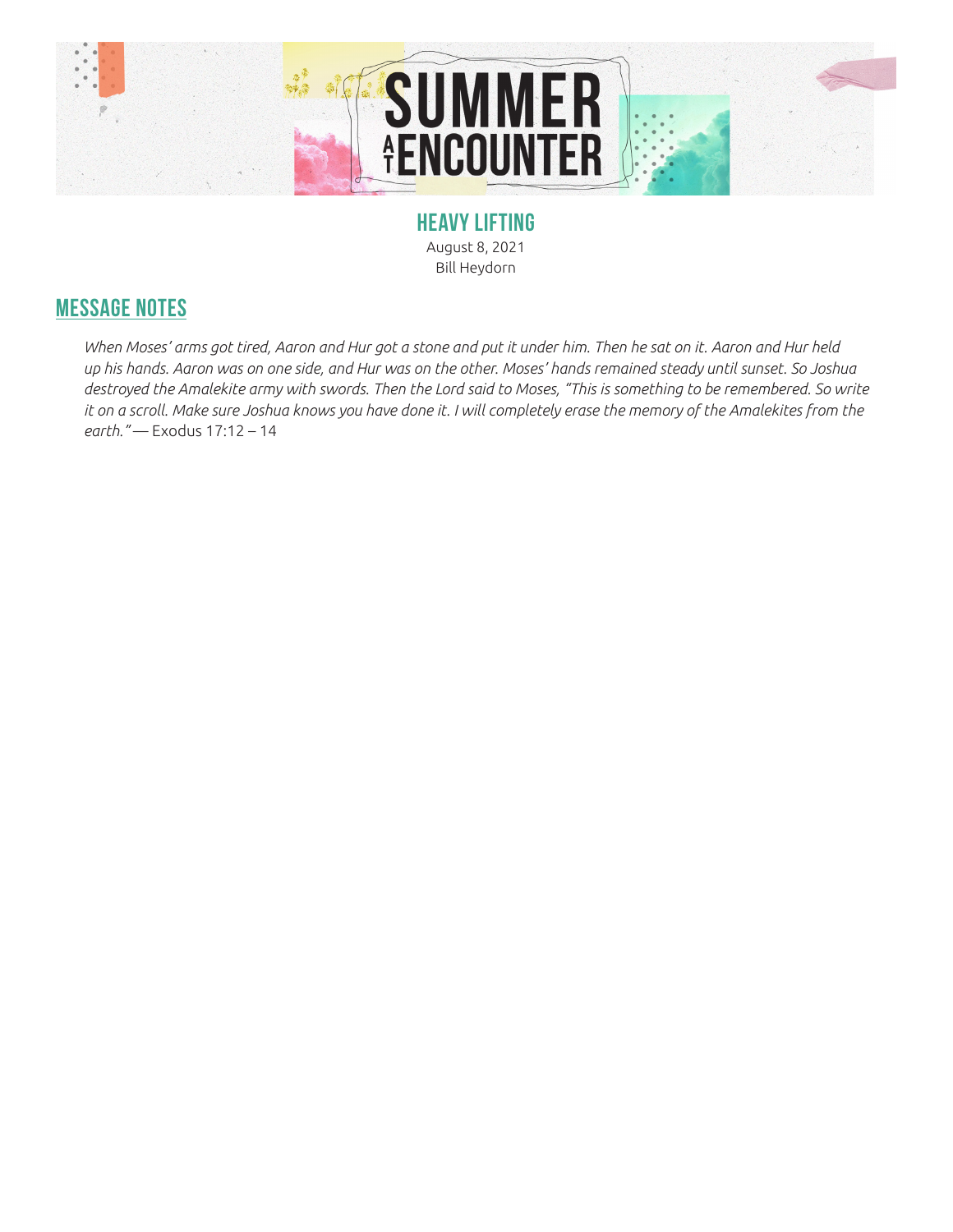# SUMMER AT ENCOUNTER

## HEAVY LIFTING

August 8, 2021

Bill Heydorn

## MESSAGE NOTES

*When Moses' arms got tired, Aaron and Hur got a stone and put it under him. Then he sat on it. Aaron and Hur held up his hands. Aaron was on one side, and Hur was on the other. Moses' hands remained steady until sunset. So Joshua destroyed the Amalekite army with swords. Then the Lord said to Moses, "This is something to be remembered. So write it on a scroll. Make sure Joshua knows you have done it. I will completely erase the memory of the Amalekites from the earth."* — Exodus 17:12 – 14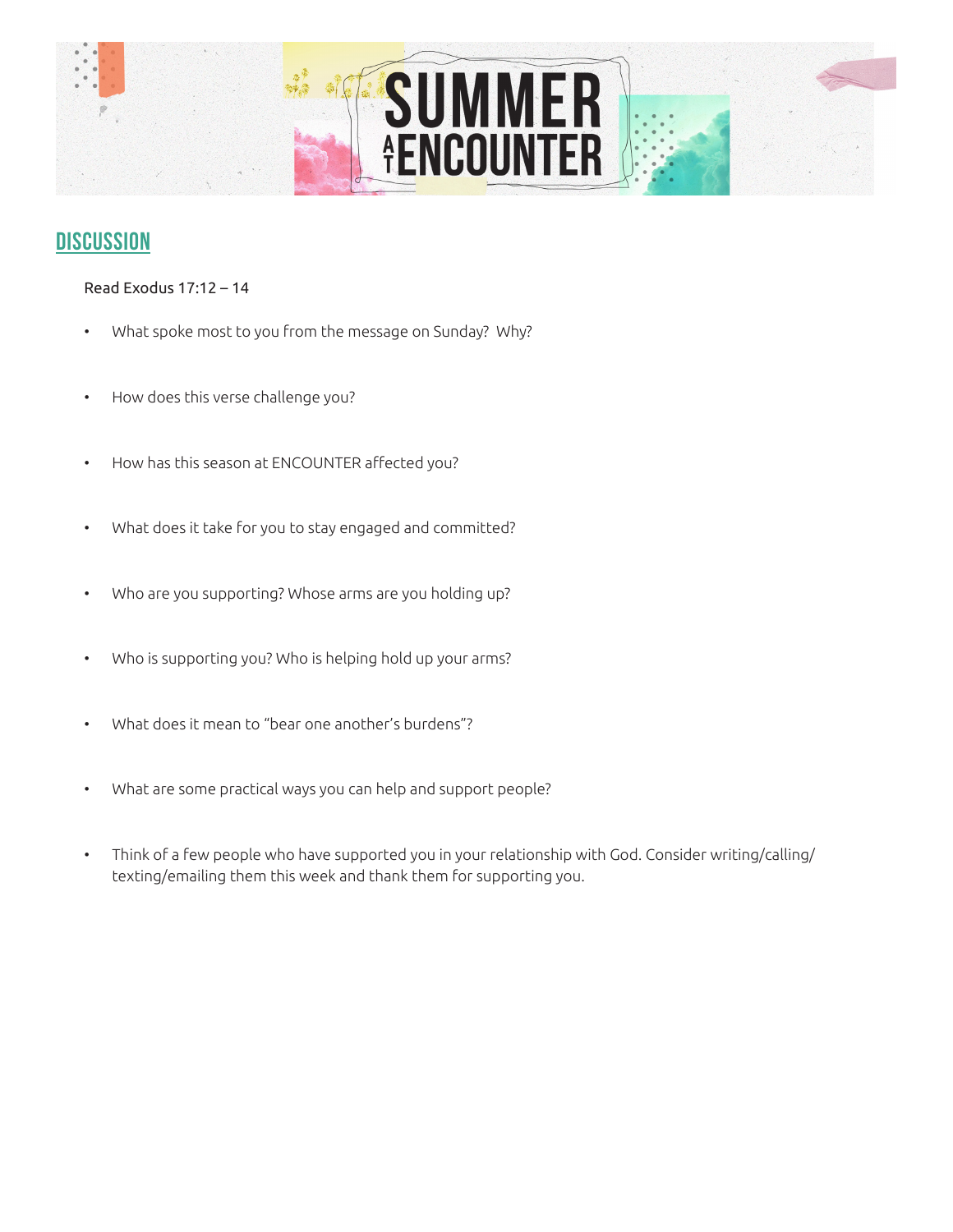# SUMMER AT ENCOUNTER

## DISCUSSION

Read Exodus 17:12 – 14

- What spoke most to you from the message on Sunday? Why?
- How does this verse challenge you?
- How has this season at ENCOUNTER affected you?
- What does it take for you to stay engaged and committed?
- Who are you supporting? Whose arms are you holding up?
- Who is supporting you? Who is helping hold up your arms?
- What does it mean to "bear one another's burdens"?
- What are some practical ways you can help and support people?
- Think of a few people who have supported you in your relationship with God. Consider writing/calling/texting/emailing them this week and thank them for supporting you.